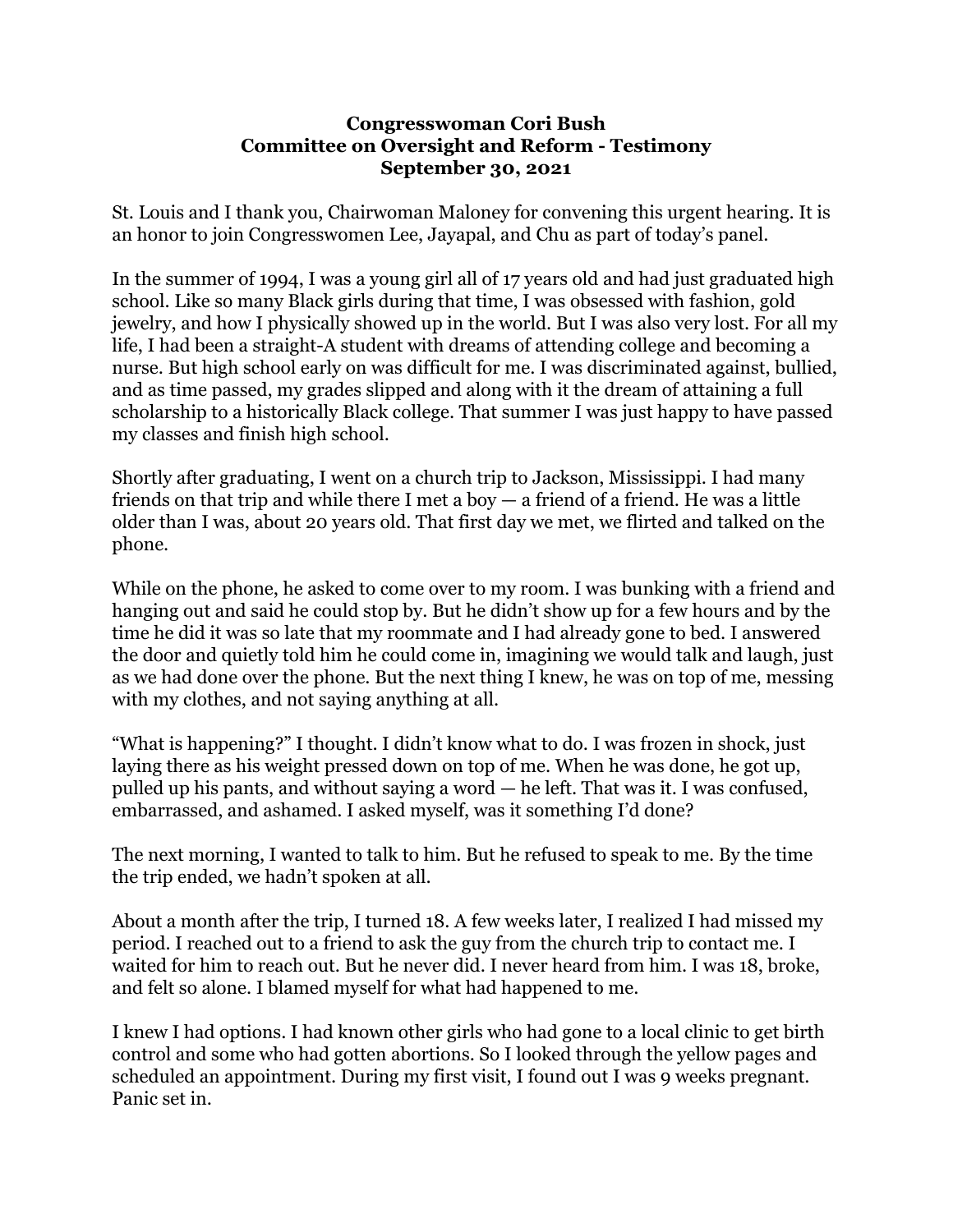**Congresswoman Cori Bush**
**Committee on Oversight and Reform - Testimony**
**September 30, 2021**

St. Louis and I thank you, Chairwoman Maloney for convening this urgent hearing. It is an honor to join Congresswomen Lee, Jayapal, and Chu as part of today's panel.

In the summer of 1994, I was a young girl all of 17 years old and had just graduated high school. Like so many Black girls during that time, I was obsessed with fashion, gold jewelry, and how I physically showed up in the world. But I was also very lost. For all my life, I had been a straight-A student with dreams of attending college and becoming a nurse. But high school early on was difficult for me. I was discriminated against, bullied, and as time passed, my grades slipped and along with it the dream of attaining a full scholarship to a historically Black college. That summer I was just happy to have passed my classes and finish high school.

Shortly after graduating, I went on a church trip to Jackson, Mississippi. I had many friends on that trip and while there I met a boy — a friend of a friend. He was a little older than I was, about 20 years old. That first day we met, we flirted and talked on the phone.

While on the phone, he asked to come over to my room. I was bunking with a friend and hanging out and said he could stop by. But he didn't show up for a few hours and by the time he did it was so late that my roommate and I had already gone to bed. I answered the door and quietly told him he could come in, imagining we would talk and laugh, just as we had done over the phone. But the next thing I knew, he was on top of me, messing with my clothes, and not saying anything at all.

"What is happening?" I thought. I didn't know what to do. I was frozen in shock, just laying there as his weight pressed down on top of me. When he was done, he got up, pulled up his pants, and without saying a word — he left. That was it. I was confused, embarrassed, and ashamed. I asked myself, was it something I'd done?

The next morning, I wanted to talk to him. But he refused to speak to me. By the time the trip ended, we hadn't spoken at all.

About a month after the trip, I turned 18. A few weeks later, I realized I had missed my period. I reached out to a friend to ask the guy from the church trip to contact me. I waited for him to reach out. But he never did. I never heard from him. I was 18, broke, and felt so alone. I blamed myself for what had happened to me.

I knew I had options. I had known other girls who had gone to a local clinic to get birth control and some who had gotten abortions. So I looked through the yellow pages and scheduled an appointment. During my first visit, I found out I was 9 weeks pregnant. Panic set in.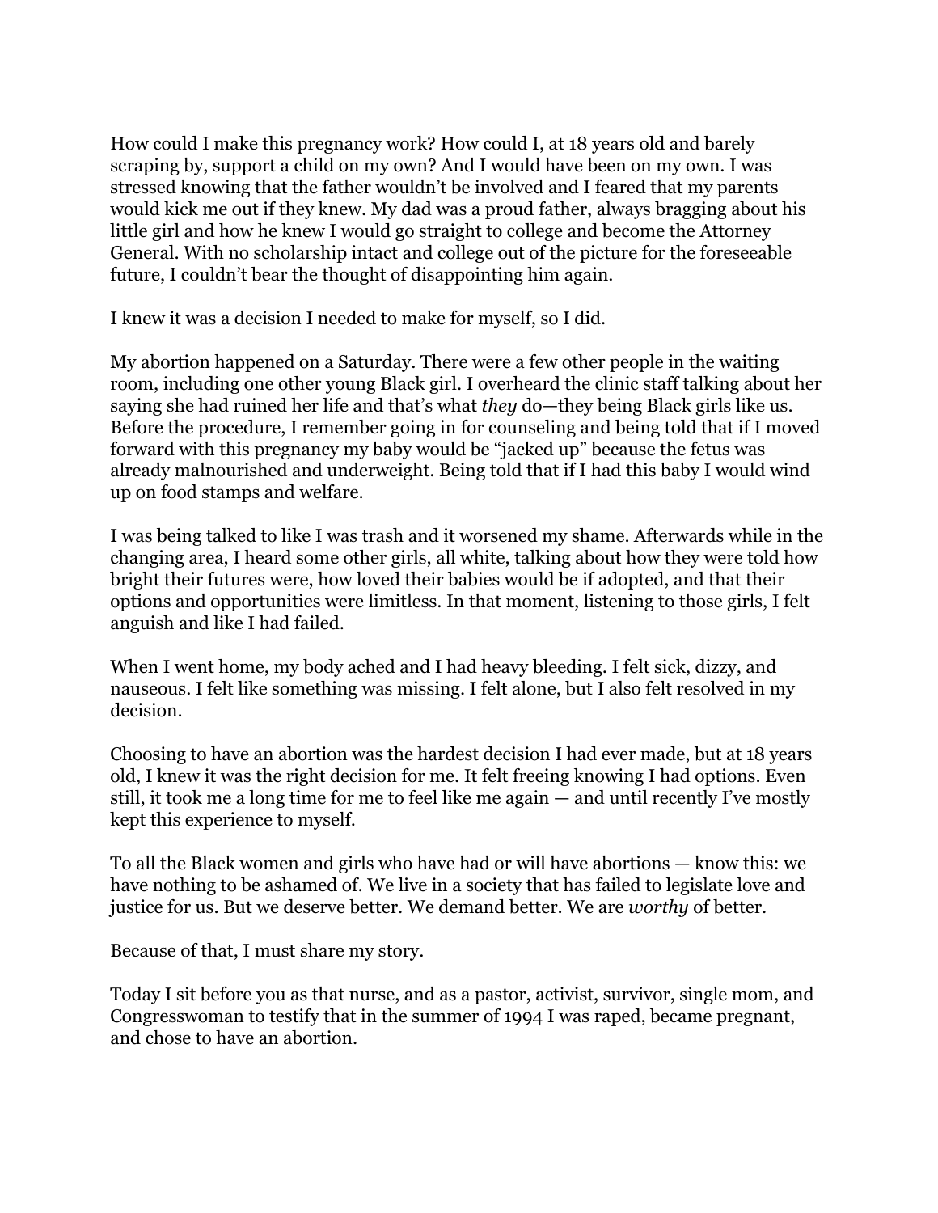How could I make this pregnancy work? How could I, at 18 years old and barely scraping by, support a child on my own? And I would have been on my own. I was stressed knowing that the father wouldn't be involved and I feared that my parents would kick me out if they knew. My dad was a proud father, always bragging about his little girl and how he knew I would go straight to college and become the Attorney General. With no scholarship intact and college out of the picture for the foreseeable future, I couldn't bear the thought of disappointing him again.

I knew it was a decision I needed to make for myself, so I did.

My abortion happened on a Saturday. There were a few other people in the waiting room, including one other young Black girl. I overheard the clinic staff talking about her saying she had ruined her life and that's what *they* do—they being Black girls like us. Before the procedure, I remember going in for counseling and being told that if I moved forward with this pregnancy my baby would be "jacked up" because the fetus was already malnourished and underweight. Being told that if I had this baby I would wind up on food stamps and welfare.

I was being talked to like I was trash and it worsened my shame. Afterwards while in the changing area, I heard some other girls, all white, talking about how they were told how bright their futures were, how loved their babies would be if adopted, and that their options and opportunities were limitless. In that moment, listening to those girls, I felt anguish and like I had failed.

When I went home, my body ached and I had heavy bleeding. I felt sick, dizzy, and nauseous. I felt like something was missing. I felt alone, but I also felt resolved in my decision.

Choosing to have an abortion was the hardest decision I had ever made, but at 18 years old, I knew it was the right decision for me. It felt freeing knowing I had options. Even still, it took me a long time for me to feel like me again — and until recently I've mostly kept this experience to myself.

To all the Black women and girls who have had or will have abortions — know this: we have nothing to be ashamed of. We live in a society that has failed to legislate love and justice for us. But we deserve better. We demand better. We are *worthy* of better.

Because of that, I must share my story.

Today I sit before you as that nurse, and as a pastor, activist, survivor, single mom, and Congresswoman to testify that in the summer of 1994 I was raped, became pregnant, and chose to have an abortion.